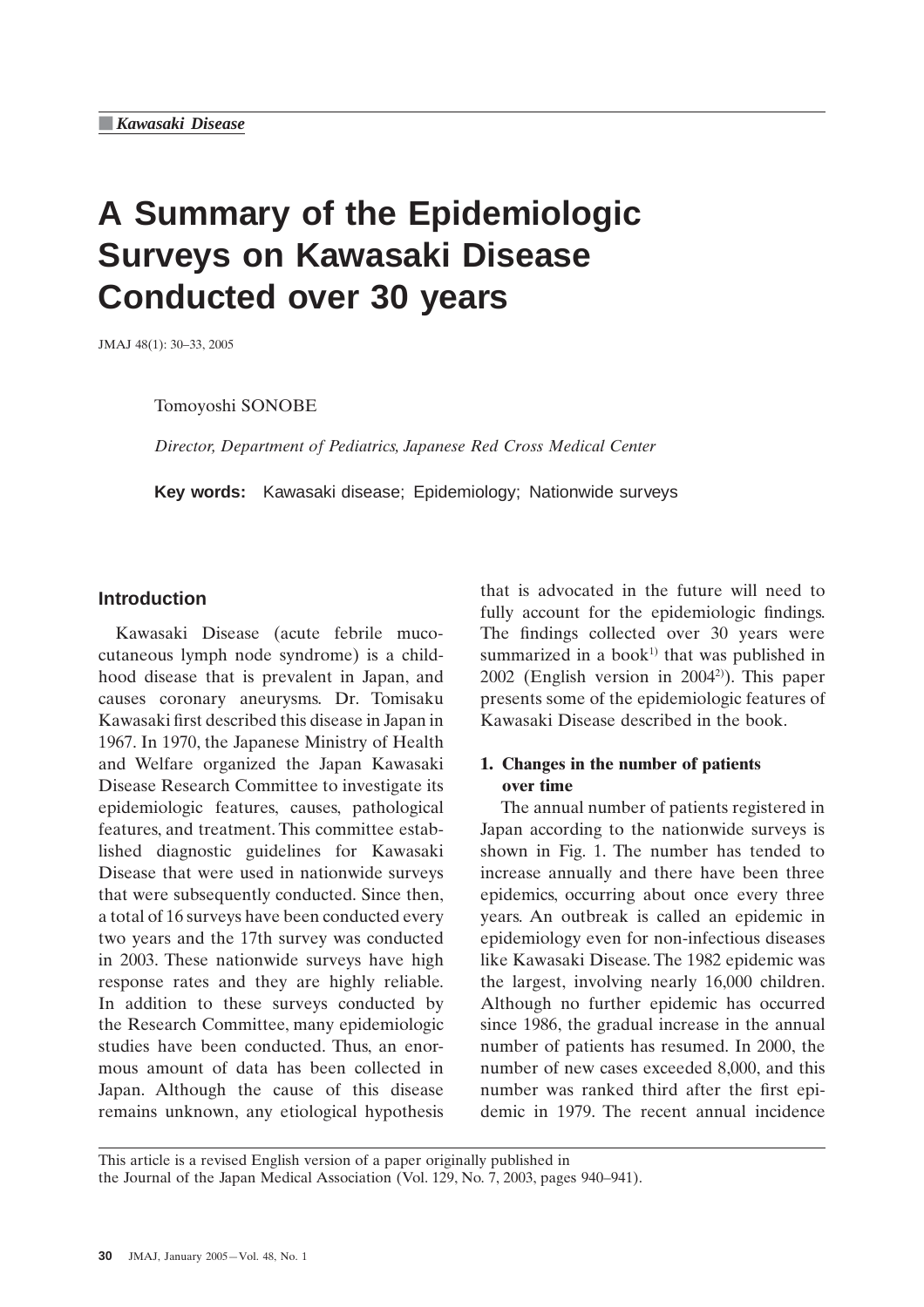■ *Kawasaki Disease*

# A Summary of the Epidemiologic Surveys on Kawasaki Disease Conducted over 30 years

JMAJ 48(1): 30–33, 2005

Tomoyoshi SONOBE

*Director, Department of Pediatrics, Japanese Red Cross Medical Center*

**Key words:** Kawasaki disease; Epidemiology; Nationwide surveys

## Introduction

Kawasaki Disease (acute febrile mucocutaneous lymph node syndrome) is a childhood disease that is prevalent in Japan, and causes coronary aneurysms. Dr. Tomisaku Kawasaki first described this disease in Japan in 1967. In 1970, the Japanese Ministry of Health and Welfare organized the Japan Kawasaki Disease Research Committee to investigate its epidemiologic features, causes, pathological features, and treatment. This committee established diagnostic guidelines for Kawasaki Disease that were used in nationwide surveys that were subsequently conducted. Since then, a total of 16 surveys have been conducted every two years and the 17th survey was conducted in 2003. These nationwide surveys have high response rates and they are highly reliable. In addition to these surveys conducted by the Research Committee, many epidemiologic studies have been conducted. Thus, an enormous amount of data has been collected in Japan. Although the cause of this disease remains unknown, any etiological hypothesis that is advocated in the future will need to fully account for the epidemiologic findings. The findings collected over 30 years were summarized in a book[1] that was published in 2002 (English version in 2004[2]). This paper presents some of the epidemiologic features of Kawasaki Disease described in the book.

### 1. Changes in the number of patients over time

The annual number of patients registered in Japan according to the nationwide surveys is shown in Fig. 1. The number has tended to increase annually and there have been three epidemics, occurring about once every three years. An outbreak is called an epidemic in epidemiology even for non-infectious diseases like Kawasaki Disease. The 1982 epidemic was the largest, involving nearly 16,000 children. Although no further epidemic has occurred since 1986, the gradual increase in the annual number of patients has resumed. In 2000, the number of new cases exceeded 8,000, and this number was ranked third after the first epidemic in 1979. The recent annual incidence

This article is a revised English version of a paper originally published in the Journal of the Japan Medical Association (Vol. 129, No. 7, 2003, pages 940–941).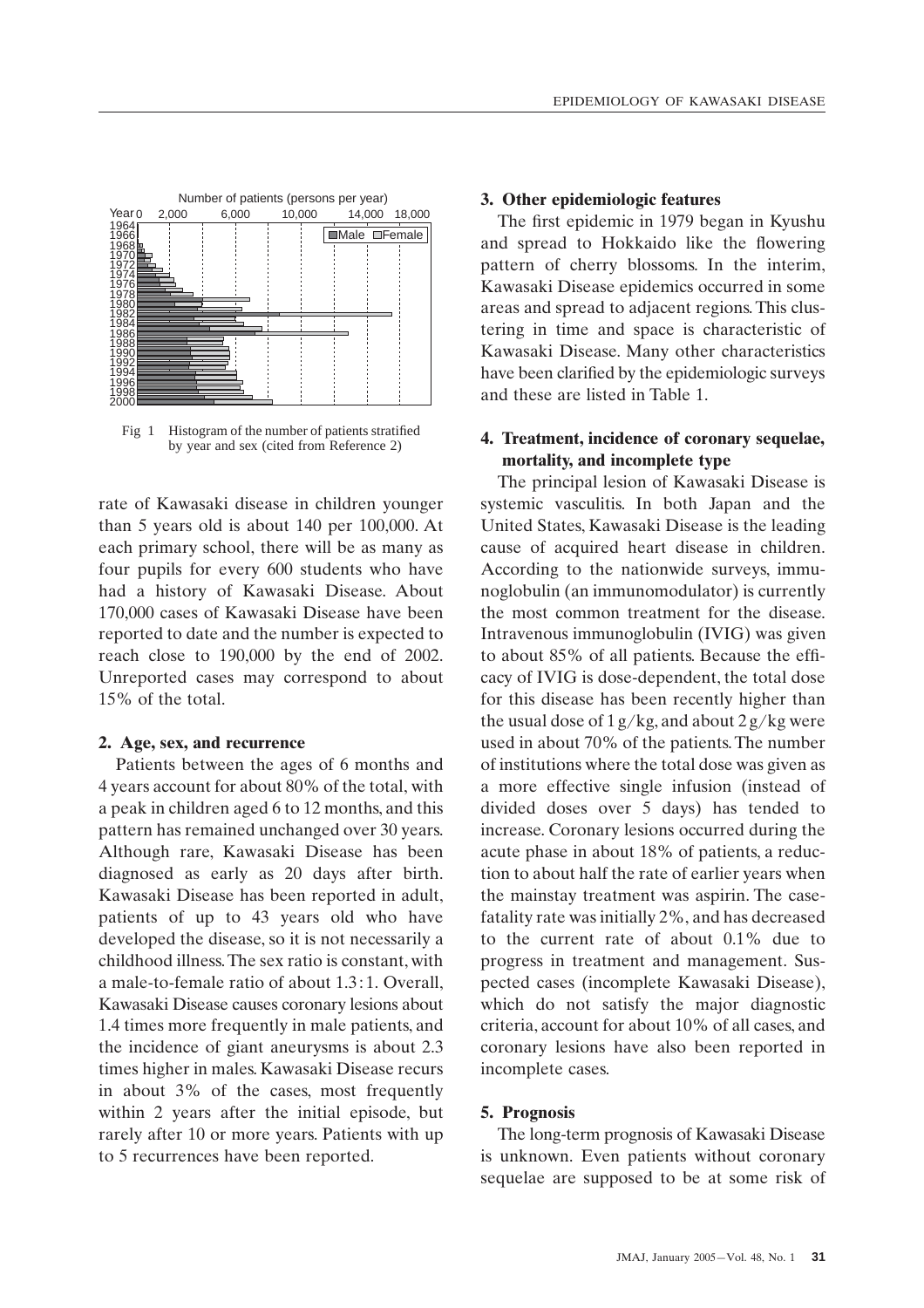Fig 1 Histogram of the number of patients stratified by year and sex (cited from Reference 2)

rate of Kawasaki disease in children younger than 5 years old is about 140 per 100,000. At each primary school, there will be as many as four pupils for every 600 students who have had a history of Kawasaki Disease. About 170,000 cases of Kawasaki Disease have been reported to date and the number is expected to reach close to 190,000 by the end of 2002. Unreported cases may correspond to about 15% of the total.

### 2. Age, sex, and recurrence

Patients between the ages of 6 months and 4 years account for about 80% of the total, with a peak in children aged 6 to 12 months, and this pattern has remained unchanged over 30 years. Although rare, Kawasaki Disease has been diagnosed as early as 20 days after birth. Kawasaki Disease has been reported in adult, patients of up to 43 years old who have developed the disease, so it is not necessarily a childhood illness. The sex ratio is constant, with a male-to-female ratio of about 1.3 : 1. Overall, Kawasaki Disease causes coronary lesions about 1.4 times more frequently in male patients, and the incidence of giant aneurysms is about 2.3 times higher in males. Kawasaki Disease recurs in about 3% of the cases, most frequently within 2 years after the initial episode, but rarely after 10 or more years. Patients with up to 5 recurrences have been reported.

### 3. Other epidemiologic features

The first epidemic in 1979 began in Kyushu and spread to Hokkaido like the flowering pattern of cherry blossoms. In the interim, Kawasaki Disease epidemics occurred in some areas and spread to adjacent regions. This clustering in time and space is characteristic of Kawasaki Disease. Many other characteristics have been clarified by the epidemiologic surveys and these are listed in Table 1.

### 4. Treatment, incidence of coronary sequelae, mortality, and incomplete type

The principal lesion of Kawasaki Disease is systemic vasculitis. In both Japan and the United States, Kawasaki Disease is the leading cause of acquired heart disease in children. According to the nationwide surveys, immunoglobulin (an immunomodulator) is currently the most common treatment for the disease. Intravenous immunoglobulin (IVIG) was given to about 85% of all patients. Because the efficacy of IVIG is dose-dependent, the total dose for this disease has been recently higher than the usual dose of 1 g/kg, and about 2 g/kg were used in about 70% of the patients. The number of institutions where the total dose was given as a more effective single infusion (instead of divided doses over 5 days) has tended to increase. Coronary lesions occurred during the acute phase in about 18% of patients, a reduction to about half the rate of earlier years when the mainstay treatment was aspirin. The case-fatality rate was initially 2%, and has decreased to the current rate of about 0.1% due to progress in treatment and management. Suspected cases (incomplete Kawasaki Disease), which do not satisfy the major diagnostic criteria, account for about 10% of all cases, and coronary lesions have also been reported in incomplete cases.

### 5. Prognosis

The long-term prognosis of Kawasaki Disease is unknown. Even patients without coronary sequelae are supposed to be at some risk of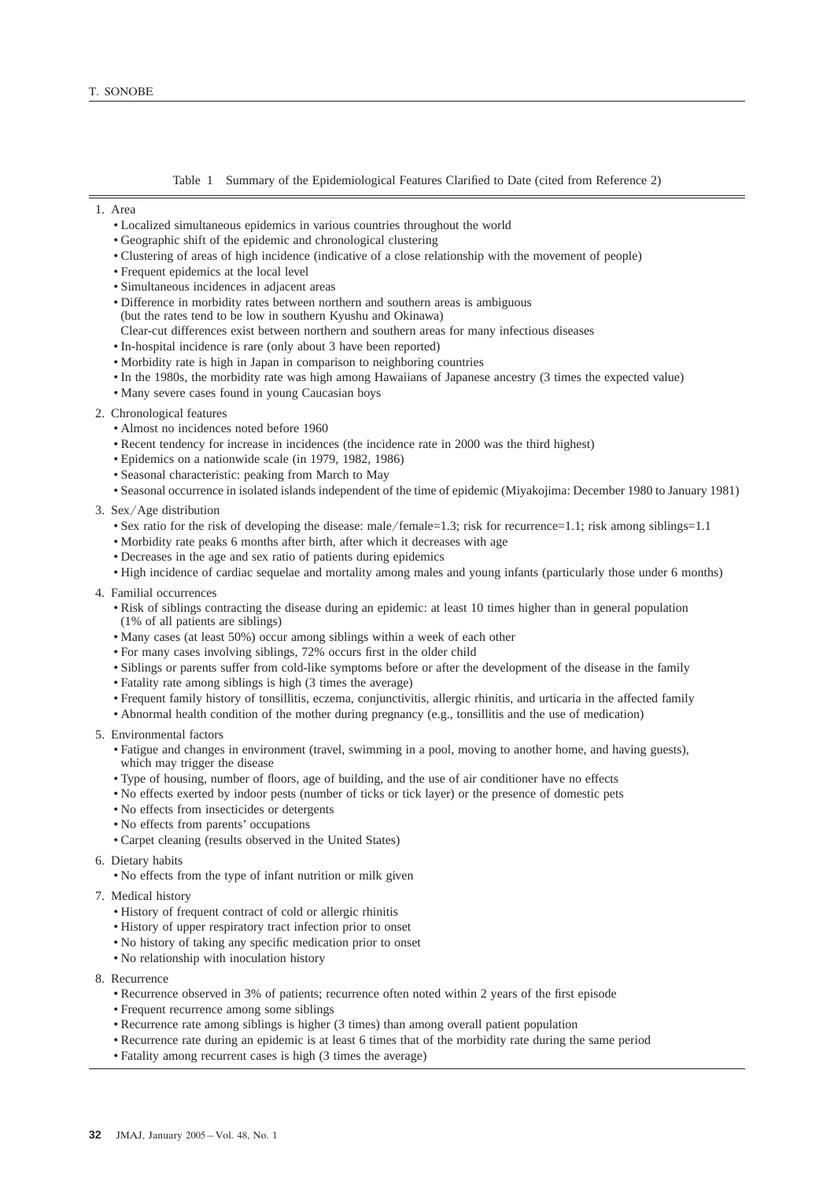Table 1 Summary of the Epidemiological Features Clarified to Date (cited from Reference 2)

1. Area
   - Localized simultaneous epidemics in various countries throughout the world
   - Geographic shift of the epidemic and chronological clustering
   - Clustering of areas of high incidence (indicative of a close relationship with the movement of people)
   - Frequent epidemics at the local level
   - Simultaneous incidences in adjacent areas
   - Difference in morbidity rates between northern and southern areas is ambiguous (but the rates tend to be low in southern Kyushu and Okinawa) Clear-cut differences exist between northern and southern areas for many infectious diseases
   - In-hospital incidence is rare (only about 3 have been reported)
   - Morbidity rate is high in Japan in comparison to neighboring countries
   - In the 1980s, the morbidity rate was high among Hawaiians of Japanese ancestry (3 times the expected value)
   - Many severe cases found in young Caucasian boys
2. Chronological features
   - Almost no incidences noted before 1960
   - Recent tendency for increase in incidences (the incidence rate in 2000 was the third highest)
   - Epidemics on a nationwide scale (in 1979, 1982, 1986)
   - Seasonal characteristic: peaking from March to May
   - Seasonal occurrence in isolated islands independent of the time of epidemic (Miyakojima: December 1980 to January 1981)
3. Sex/Age distribution
   - Sex ratio for the risk of developing the disease: male/female=1.3; risk for recurrence=1.1; risk among siblings=1.1
   - Morbidity rate peaks 6 months after birth, after which it decreases with age
   - Decreases in the age and sex ratio of patients during epidemics
   - High incidence of cardiac sequelae and mortality among males and young infants (particularly those under 6 months)
4. Familial occurrences
   - Risk of siblings contracting the disease during an epidemic: at least 10 times higher than in general population (1% of all patients are siblings)
   - Many cases (at least 50%) occur among siblings within a week of each other
   - For many cases involving siblings, 72% occurs first in the older child
   - Siblings or parents suffer from cold-like symptoms before or after the development of the disease in the family
   - Fatality rate among siblings is high (3 times the average)
   - Frequent family history of tonsillitis, eczema, conjunctivitis, allergic rhinitis, and urticaria in the affected family
   - Abnormal health condition of the mother during pregnancy (e.g., tonsillitis and the use of medication)
5. Environmental factors
   - Fatigue and changes in environment (travel, swimming in a pool, moving to another home, and having guests), which may trigger the disease
   - Type of housing, number of floors, age of building, and the use of air conditioner have no effects
   - No effects exerted by indoor pests (number of ticks or tick layer) or the presence of domestic pets
   - No effects from insecticides or detergents
   - No effects from parents' occupations
   - Carpet cleaning (results observed in the United States)
6. Dietary habits
   - No effects from the type of infant nutrition or milk given
7. Medical history
   - History of frequent contract of cold or allergic rhinitis
   - History of upper respiratory tract infection prior to onset
   - No history of taking any specific medication prior to onset
   - No relationship with inoculation history
8. Recurrence
   - Recurrence observed in 3% of patients; recurrence often noted within 2 years of the first episode
   - Frequent recurrence among some siblings
   - Recurrence rate among siblings is higher (3 times) than among overall patient population
   - Recurrence rate during an epidemic is at least 6 times that of the morbidity rate during the same period
   - Fatality among recurrent cases is high (3 times the average)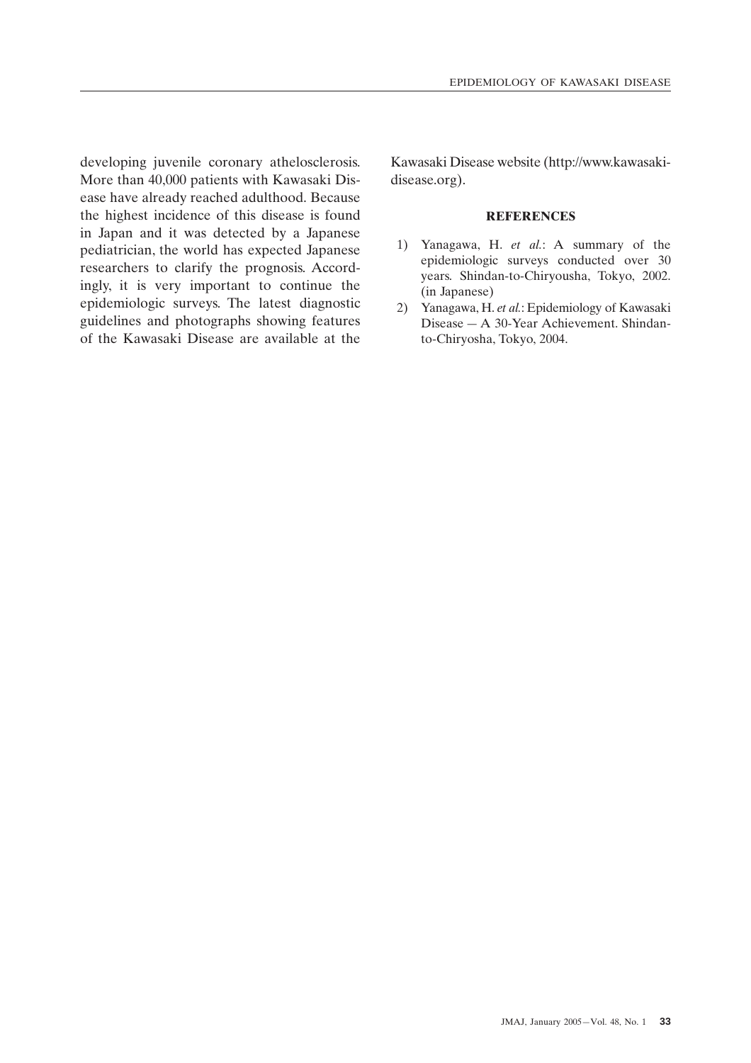developing juvenile coronary athelosclerosis. More than 40,000 patients with Kawasaki Disease have already reached adulthood. Because the highest incidence of this disease is found in Japan and it was detected by a Japanese pediatrician, the world has expected Japanese researchers to clarify the prognosis. Accordingly, it is very important to continue the epidemiologic surveys. The latest diagnostic guidelines and photographs showing features of the Kawasaki Disease are available at the Kawasaki Disease website (http://www.kawasaki-disease.org).

## REFERENCES

1) Yanagawa, H. *et al.*: A summary of the epidemiologic surveys conducted over 30 years. Shindan-to-Chiryousha, Tokyo, 2002. (in Japanese)
2) Yanagawa, H. *et al.*: Epidemiology of Kawasaki Disease — A 30-Year Achievement. Shindan-to-Chiryosha, Tokyo, 2004.